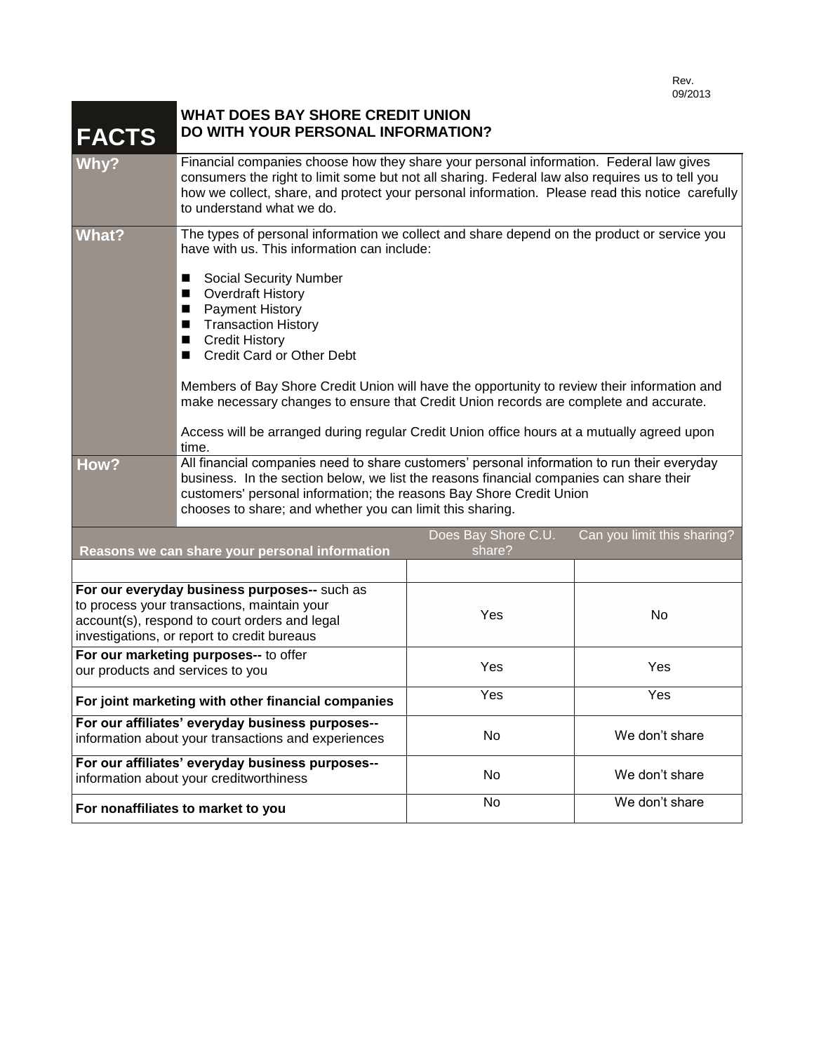Rev. 09/2013

# FACTS — WHAT DOES BAY SHORE CREDIT UNION DO WITH YOUR PERSONAL INFORMATION?

| | |
|---|---|
| **Why?** | Financial companies choose how they share your personal information. Federal law gives consumers the right to limit some but not all sharing. Federal law also requires us to tell you how we collect, share, and protect your personal information. Please read this notice carefully to understand what we do. |
| **What?** | The types of personal information we collect and share depend on the product or service you have with us. This information can include:<br><br>■ Social Security Number<br>■ Overdraft History<br>■ Payment History<br>■ Transaction History<br>■ Credit History<br>■ Credit Card or Other Debt<br><br>Members of Bay Shore Credit Union will have the opportunity to review their information and make necessary changes to ensure that Credit Union records are complete and accurate.<br><br>Access will be arranged during regular Credit Union office hours at a mutually agreed upon time. |
| **How?** | All financial companies need to share customers' personal information to run their everyday business. In the section below, we list the reasons financial companies can share their customers' personal information; the reasons Bay Shore Credit Union chooses to share; and whether you can limit this sharing. |

| **Reasons we can share your personal information** | Does Bay Shore C.U. share? | Can you limit this sharing? |
|---|---|---|
| | | |
| **For our everyday business purposes--** such as to process your transactions, maintain your account(s), respond to court orders and legal investigations, or report to credit bureaus | Yes | No |
| **For our marketing purposes--** to offer our products and services to you | Yes | Yes |
| **For joint marketing with other financial companies** | Yes | Yes |
| **For our affiliates' everyday business purposes--** information about your transactions and experiences | No | We don't share |
| **For our affiliates' everyday business purposes--** information about your creditworthiness | No | We don't share |
| **For nonaffiliates to market to you** | No | We don't share |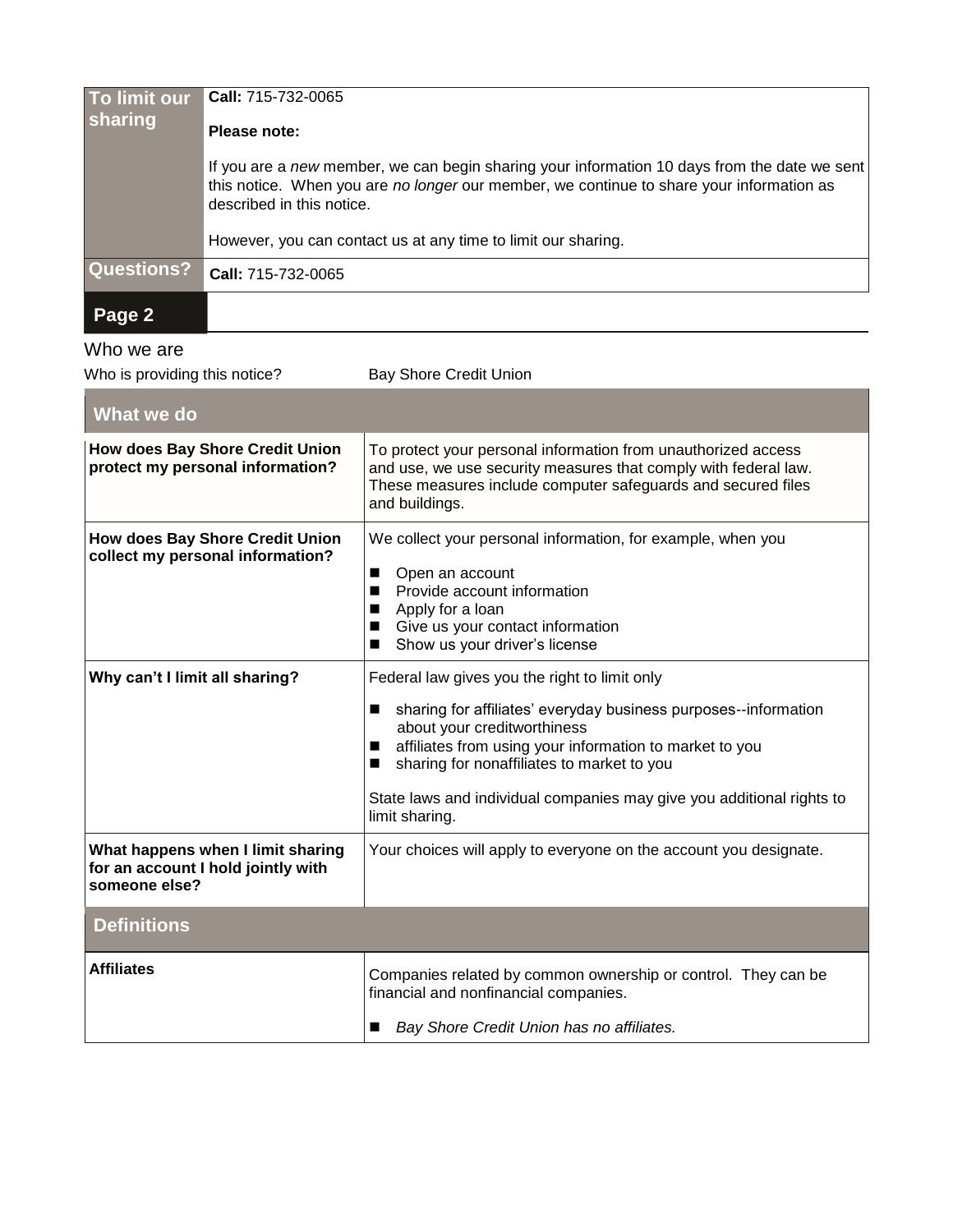| To limit our sharing | **Call:** 715-732-0065<br><br>**Please note:**<br><br>If you are a *new* member, we can begin sharing your information 10 days from the date we sent this notice. When you are *no longer* our member, we continue to share your information as described in this notice.<br><br>However, you can contact us at any time to limit our sharing. |
|---|---|
| **Questions?** | **Call:** 715-732-0065 |

## Page 2

Who we are

| Who is providing this notice? | Bay Shore Credit Union |
|---|---|

| What we do | |
|---|---|
| **How does Bay Shore Credit Union protect my personal information?** | To protect your personal information from unauthorized access and use, we use security measures that comply with federal law. These measures include computer safeguards and secured files and buildings. |
| **How does Bay Shore Credit Union collect my personal information?** | We collect your personal information, for example, when you<br>■ Open an account<br>■ Provide account information<br>■ Apply for a loan<br>■ Give us your contact information<br>■ Show us your driver's license |
| **Why can't I limit all sharing?** | Federal law gives you the right to limit only<br>■ sharing for affiliates' everyday business purposes--information about your creditworthiness<br>■ affiliates from using your information to market to you<br>■ sharing for nonaffiliates to market to you<br><br>State laws and individual companies may give you additional rights to limit sharing. |
| **What happens when I limit sharing for an account I hold jointly with someone else?** | Your choices will apply to everyone on the account you designate. |

| Definitions | |
|---|---|
| **Affiliates** | Companies related by common ownership or control. They can be financial and nonfinancial companies.<br>■ *Bay Shore Credit Union has no affiliates.* |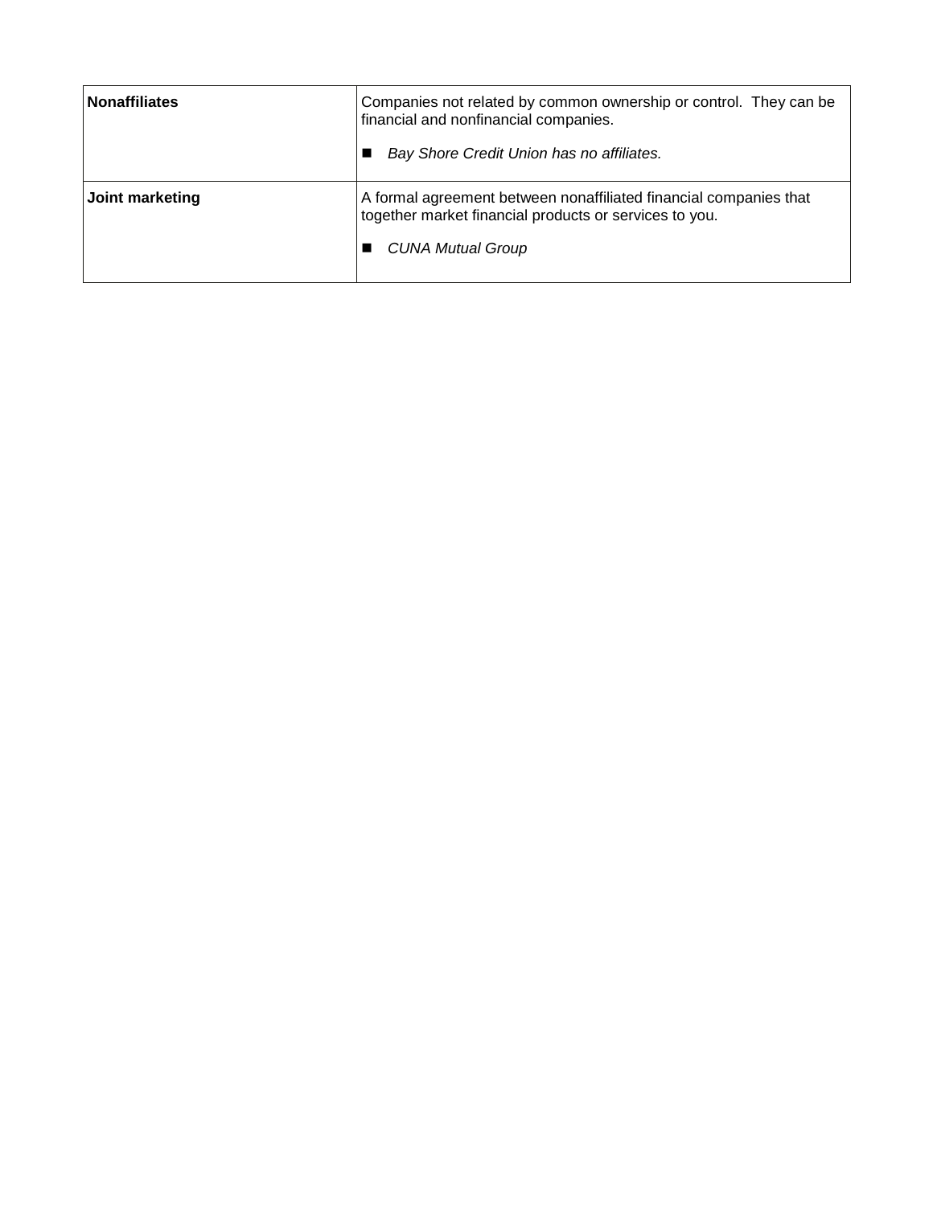| | |
|---|---|
| **Nonaffiliates** | Companies not related by common ownership or control. They can be financial and nonfinancial companies.<br><br>■ *Bay Shore Credit Union has no affiliates.* |
| **Joint marketing** | A formal agreement between nonaffiliated financial companies that together market financial products or services to you.<br><br>■ *CUNA Mutual Group* |